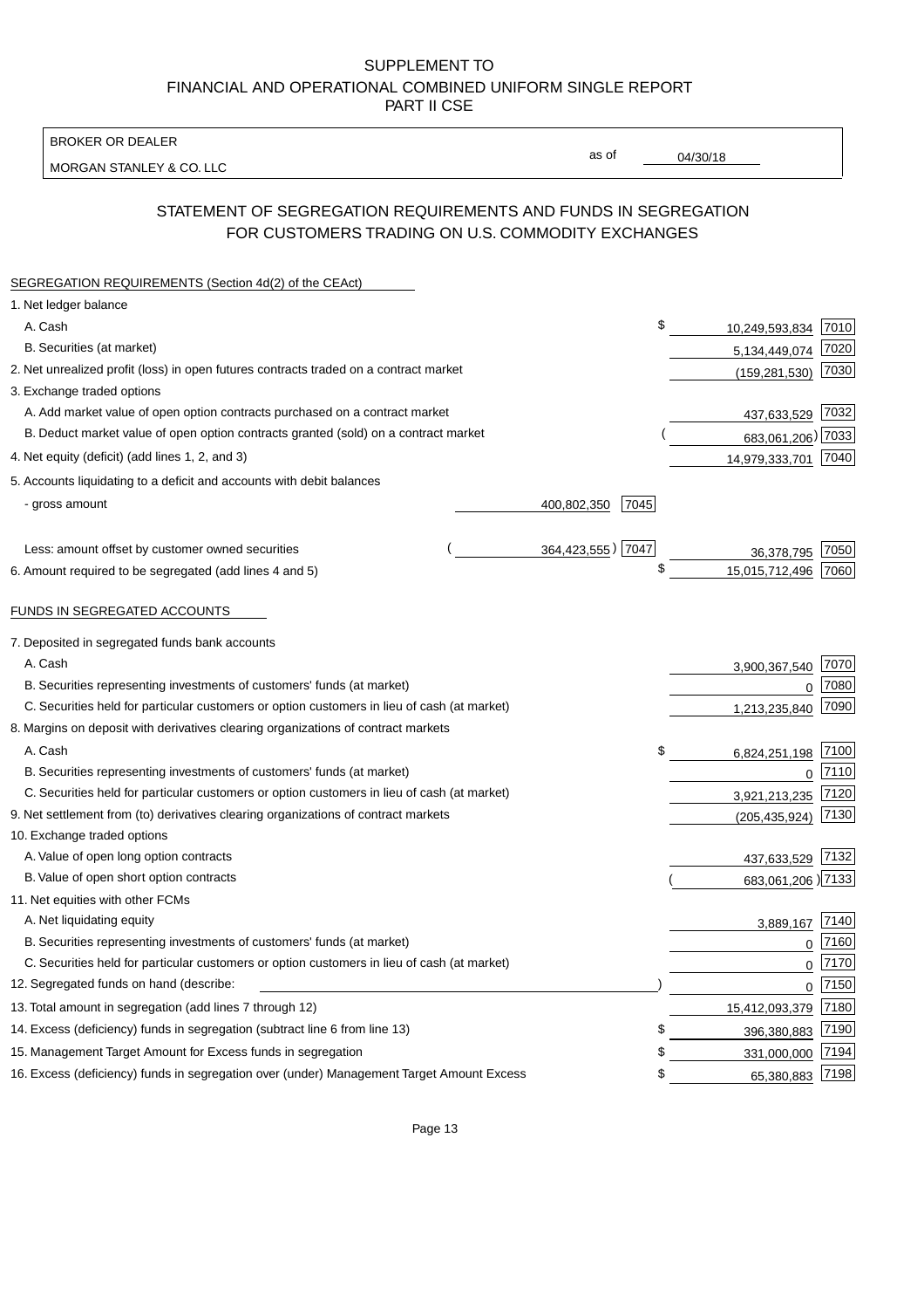# SUPPLEMENT TO
# FINANCIAL AND OPERATIONAL COMBINED UNIFORM SINGLE REPORT
# PART II CSE

BROKER OR DEALER

MORGAN STANLEY & CO. LLC

as of 04/30/18

## STATEMENT OF SEGREGATION REQUIREMENTS AND FUNDS IN SEGREGATION FOR CUSTOMERS TRADING ON U.S. COMMODITY EXCHANGES

### SEGREGATION REQUIREMENTS (Section 4d(2) of the CEAct)

| Item | | | Amount | Code |
|---|---|---|---|---|
| 1. Net ledger balance | | | | |
| A. Cash | | | $ 10,249,593,834 | 7010 |
| B. Securities (at market) | | | 5,134,449,074 | 7020 |
| 2. Net unrealized profit (loss) in open futures contracts traded on a contract market | | | (159,281,530) | 7030 |
| 3. Exchange traded options | | | | |
| A. Add market value of open option contracts purchased on a contract market | | | 437,633,529 | 7032 |
| B. Deduct market value of open option contracts granted (sold) on a contract market | | | (683,061,206) | 7033 |
| 4. Net equity (deficit) (add lines 1, 2, and 3) | | | 14,979,333,701 | 7040 |
| 5. Accounts liquidating to a deficit and accounts with debit balances | | | | |
| - gross amount | 400,802,350 | 7045 | | |
| Less: amount offset by customer owned securities | (364,423,555) | 7047 | 36,378,795 | 7050 |
| 6. Amount required to be segregated (add lines 4 and 5) | | | $ 15,015,712,496 | 7060 |

### FUNDS IN SEGREGATED ACCOUNTS

| Item | Amount | Code |
|---|---|---|
| 7. Deposited in segregated funds bank accounts | | |
| A. Cash | 3,900,367,540 | 7070 |
| B. Securities representing investments of customers' funds (at market) | 0 | 7080 |
| C. Securities held for particular customers or option customers in lieu of cash (at market) | 1,213,235,840 | 7090 |
| 8. Margins on deposit with derivatives clearing organizations of contract markets | | |
| A. Cash | $ 6,824,251,198 | 7100 |
| B. Securities representing investments of customers' funds (at market) | 0 | 7110 |
| C. Securities held for particular customers or option customers in lieu of cash (at market) | 3,921,213,235 | 7120 |
| 9. Net settlement from (to) derivatives clearing organizations of contract markets | (205,435,924) | 7130 |
| 10. Exchange traded options | | |
| A. Value of open long option contracts | 437,633,529 | 7132 |
| B. Value of open short option contracts | (683,061,206) | 7133 |
| 11. Net equities with other FCMs | | |
| A. Net liquidating equity | 3,889,167 | 7140 |
| B. Securities representing investments of customers' funds (at market) | 0 | 7160 |
| C. Securities held for particular customers or option customers in lieu of cash (at market) | 0 | 7170 |
| 12. Segregated funds on hand (describe: ) | 0 | 7150 |
| 13. Total amount in segregation (add lines 7 through 12) | 15,412,093,379 | 7180 |
| 14. Excess (deficiency) funds in segregation (subtract line 6 from line 13) | $ 396,380,883 | 7190 |
| 15. Management Target Amount for Excess funds in segregation | $ 331,000,000 | 7194 |
| 16. Excess (deficiency) funds in segregation over (under) Management Target Amount Excess | $ 65,380,883 | 7198 |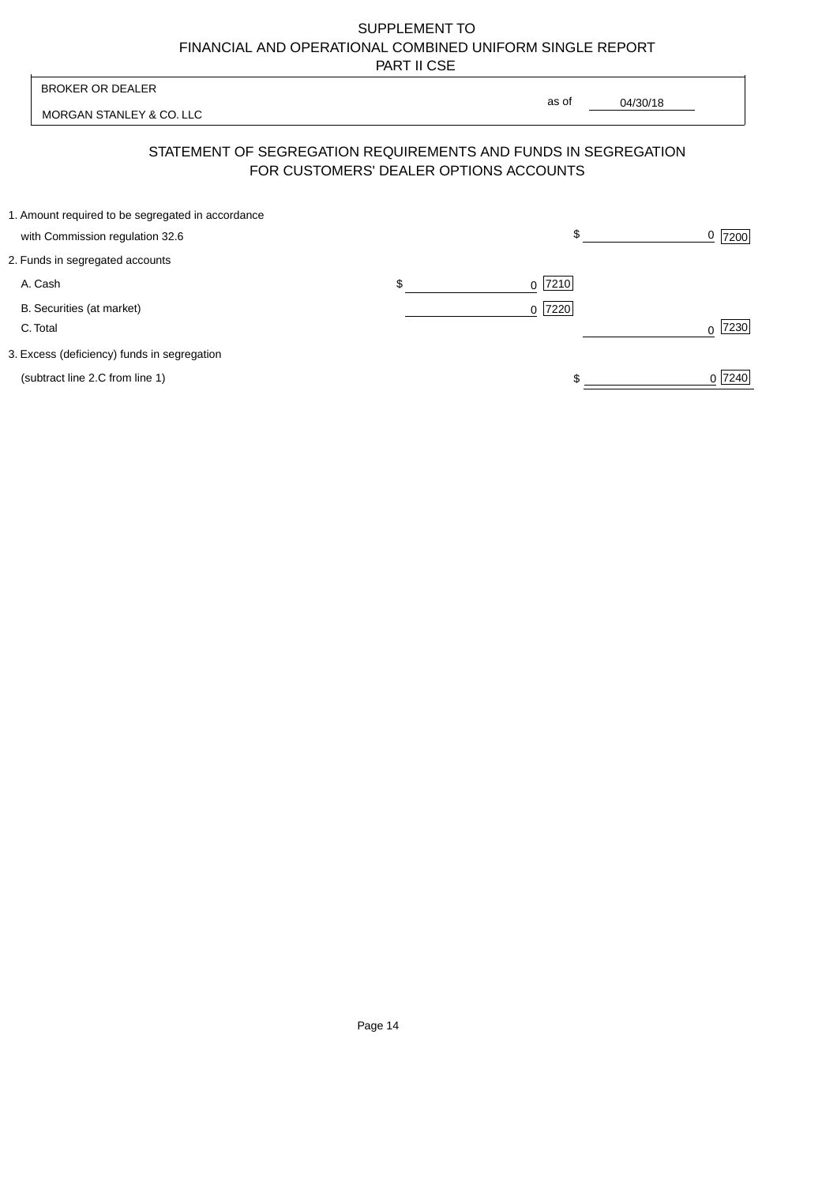SUPPLEMENT TO
FINANCIAL AND OPERATIONAL COMBINED UNIFORM SINGLE REPORT
PART II CSE

| BROKER OR DEALER | |
|---|---|
| MORGAN STANLEY & CO. LLC | as of 04/30/18 |

## STATEMENT OF SEGREGATION REQUIREMENTS AND FUNDS IN SEGREGATION FOR CUSTOMERS' DEALER OPTIONS ACCOUNTS

| | | | | |
|---|---|---|---|---|
| 1. Amount required to be segregated in accordance with Commission regulation 32.6 | | | $ 0 | 7200 |
| 2. Funds in segregated accounts | | | | |
| A. Cash | $ 0 | 7210 | | |
| B. Securities (at market) | 0 | 7220 | | |
| C. Total | | | 0 | 7230 |
| 3. Excess (deficiency) funds in segregation (subtract line 2.C from line 1) | | | $ 0 | 7240 |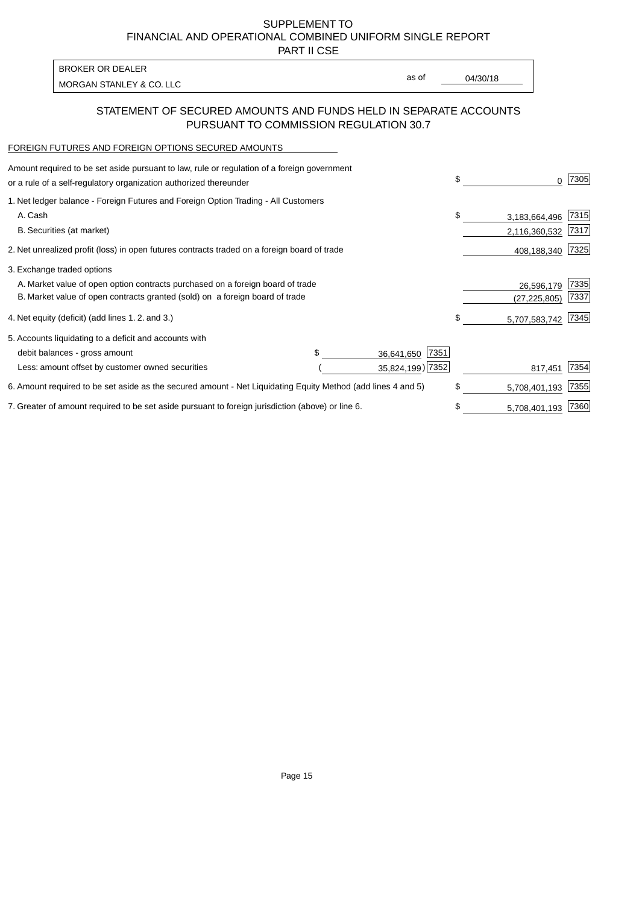SUPPLEMENT TO
FINANCIAL AND OPERATIONAL COMBINED UNIFORM SINGLE REPORT
PART II CSE

BROKER OR DEALER
MORGAN STANLEY & CO. LLC

as of 04/30/18

## STATEMENT OF SECURED AMOUNTS AND FUNDS HELD IN SEPARATE ACCOUNTS PURSUANT TO COMMISSION REGULATION 30.7

FOREIGN FUTURES AND FOREIGN OPTIONS SECURED AMOUNTS

| | | | | |
|---|---|---|---|---|
| Amount required to be set aside pursuant to law, rule or regulation of a foreign government or a rule of a self-regulatory organization authorized thereunder | | | $ 0 | 7305 |
| 1. Net ledger balance - Foreign Futures and Foreign Option Trading - All Customers | | | | |
| A. Cash | | | $ 3,183,664,496 | 7315 |
| B. Securities (at market) | | | 2,116,360,532 | 7317 |
| 2. Net unrealized profit (loss) in open futures contracts traded on a foreign board of trade | | | 408,188,340 | 7325 |
| 3. Exchange traded options | | | | |
| A. Market value of open option contracts purchased on a foreign board of trade | | | 26,596,179 | 7335 |
| B. Market value of open contracts granted (sold) on a foreign board of trade | | | (27,225,805) | 7337 |
| 4. Net equity (deficit) (add lines 1. 2. and 3.) | | | $ 5,707,583,742 | 7345 |
| 5. Accounts liquidating to a deficit and accounts with | | | | |
| debit balances - gross amount | $ 36,641,650 | 7351 | | |
| Less: amount offset by customer owned securities | ( 35,824,199) | 7352 | 817,451 | 7354 |
| 6. Amount required to be set aside as the secured amount - Net Liquidating Equity Method (add lines 4 and 5) | | | $ 5,708,401,193 | 7355 |
| 7. Greater of amount required to be set aside pursuant to foreign jurisdiction (above) or line 6. | | | $ 5,708,401,193 | 7360 |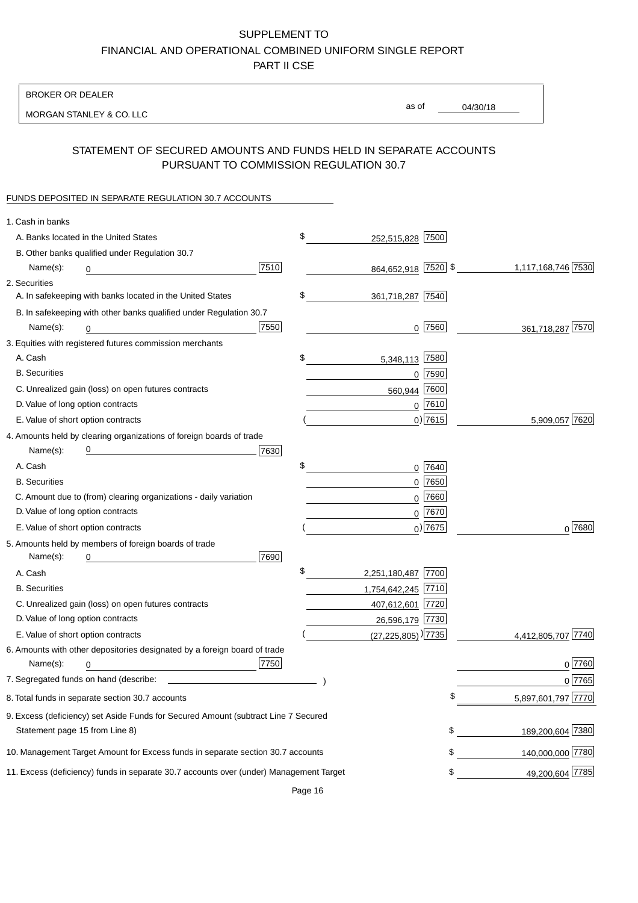# SUPPLEMENT TO
# FINANCIAL AND OPERATIONAL COMBINED UNIFORM SINGLE REPORT
# PART II CSE

BROKER OR DEALER

MORGAN STANLEY & CO. LLC

as of 04/30/18

## STATEMENT OF SECURED AMOUNTS AND FUNDS HELD IN SEPARATE ACCOUNTS PURSUANT TO COMMISSION REGULATION 30.7

FUNDS DEPOSITED IN SEPARATE REGULATION 30.7 ACCOUNTS

| Item | | | Amount | Code | Total | Code |
|---|---|---|---|---|---|---|
| 1. Cash in banks | | | | | | |
| A. Banks located in the United States | | | $ 252,515,828 | 7500 | | |
| B. Other banks qualified under Regulation 30.7 | | | | | | |
| Name(s): | 0 | 7510 | 864,652,918 | 7520 | $ 1,117,168,746 | 7530 |
| 2. Securities | | | | | | |
| A. In safekeeping with banks located in the United States | | | $ 361,718,287 | 7540 | | |
| B. In safekeeping with other banks qualified under Regulation 30.7 | | | | | | |
| Name(s): | 0 | 7550 | 0 | 7560 | 361,718,287 | 7570 |
| 3. Equities with registered futures commission merchants | | | | | | |
| A. Cash | | | $ 5,348,113 | 7580 | | |
| B. Securities | | | 0 | 7590 | | |
| C. Unrealized gain (loss) on open futures contracts | | | 560,944 | 7600 | | |
| D. Value of long option contracts | | | 0 | 7610 | | |
| E. Value of short option contracts | | | ( 0) | 7615 | 5,909,057 | 7620 |
| 4. Amounts held by clearing organizations of foreign boards of trade | | | | | | |
| Name(s): | 0 | 7630 | | | | |
| A. Cash | | | $ 0 | 7640 | | |
| B. Securities | | | 0 | 7650 | | |
| C. Amount due to (from) clearing organizations - daily variation | | | 0 | 7660 | | |
| D. Value of long option contracts | | | 0 | 7670 | | |
| E. Value of short option contracts | | | ( 0) | 7675 | 0 | 7680 |
| 5. Amounts held by members of foreign boards of trade | | | | | | |
| Name(s): | 0 | 7690 | | | | |
| A. Cash | | | $ 2,251,180,487 | 7700 | | |
| B. Securities | | | 1,754,642,245 | 7710 | | |
| C. Unrealized gain (loss) on open futures contracts | | | 407,612,601 | 7720 | | |
| D. Value of long option contracts | | | 26,596,179 | 7730 | | |
| E. Value of short option contracts | | | ( (27,225,805) ) | 7735 | 4,412,805,707 | 7740 |
| 6. Amounts with other depositories designated by a foreign board of trade | | | | | | |
| Name(s): | 0 | 7750 | | | 0 | 7760 |
| 7. Segregated funds on hand (describe: ) | | | | | 0 | 7765 |
| 8. Total funds in separate section 30.7 accounts | | | | | $ 5,897,601,797 | 7770 |
| 9. Excess (deficiency) set Aside Funds for Secured Amount (subtract Line 7 Secured Statement page 15 from Line 8) | | | | | $ 189,200,604 | 7380 |
| 10. Management Target Amount for Excess funds in separate section 30.7 accounts | | | | | $ 140,000,000 | 7780 |
| 11. Excess (deficiency) funds in separate 30.7 accounts over (under) Management Target | | | | | $ 49,200,604 | 7785 |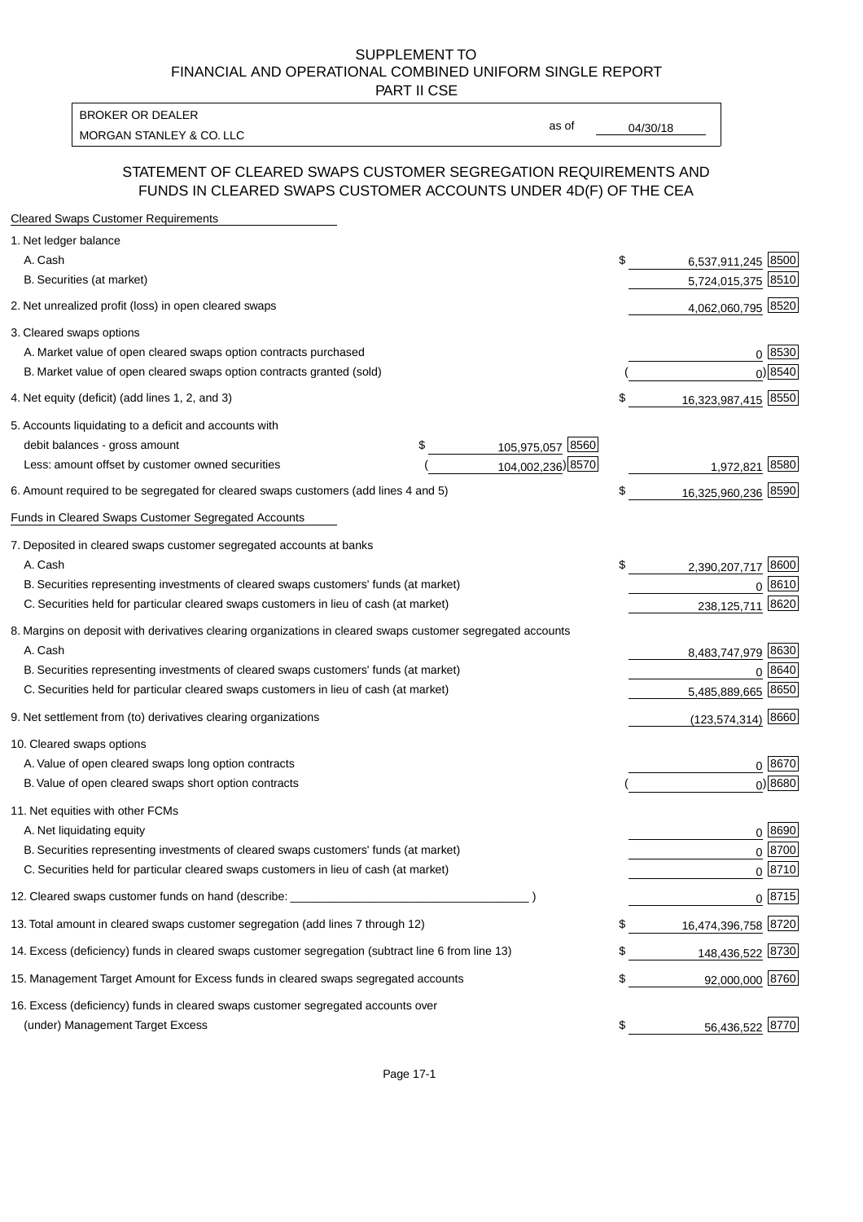SUPPLEMENT TO
FINANCIAL AND OPERATIONAL COMBINED UNIFORM SINGLE REPORT
PART II CSE

BROKER OR DEALER
MORGAN STANLEY & CO. LLC

as of 04/30/18

## STATEMENT OF CLEARED SWAPS CUSTOMER SEGREGATION REQUIREMENTS AND FUNDS IN CLEARED SWAPS CUSTOMER ACCOUNTS UNDER 4D(F) OF THE CEA

| | | | | |
|---|---|---|---|---|
| **Cleared Swaps Customer Requirements** | | | | |
| 1. Net ledger balance | | | | |
| A. Cash | | | $ 6,537,911,245 | 8500 |
| B. Securities (at market) | | | 5,724,015,375 | 8510 |
| 2. Net unrealized profit (loss) in open cleared swaps | | | 4,062,060,795 | 8520 |
| 3. Cleared swaps options | | | | |
| A. Market value of open cleared swaps option contracts purchased | | | 0 | 8530 |
| B. Market value of open cleared swaps option contracts granted (sold) | | | ( 0) | 8540 |
| 4. Net equity (deficit) (add lines 1, 2, and 3) | | | $ 16,323,987,415 | 8550 |
| 5. Accounts liquidating to a deficit and accounts with | | | | |
| debit balances - gross amount | $ 105,975,057 | 8560 | | |
| Less: amount offset by customer owned securities | ( 104,002,236) | 8570 | 1,972,821 | 8580 |
| 6. Amount required to be segregated for cleared swaps customers (add lines 4 and 5) | | | $ 16,325,960,236 | 8590 |
| **Funds in Cleared Swaps Customer Segregated Accounts** | | | | |
| 7. Deposited in cleared swaps customer segregated accounts at banks | | | | |
| A. Cash | | | $ 2,390,207,717 | 8600 |
| B. Securities representing investments of cleared swaps customers' funds (at market) | | | 0 | 8610 |
| C. Securities held for particular cleared swaps customers in lieu of cash (at market) | | | 238,125,711 | 8620 |
| 8. Margins on deposit with derivatives clearing organizations in cleared swaps customer segregated accounts | | | | |
| A. Cash | | | 8,483,747,979 | 8630 |
| B. Securities representing investments of cleared swaps customers' funds (at market) | | | 0 | 8640 |
| C. Securities held for particular cleared swaps customers in lieu of cash (at market) | | | 5,485,889,665 | 8650 |
| 9. Net settlement from (to) derivatives clearing organizations | | | (123,574,314) | 8660 |
| 10. Cleared swaps options | | | | |
| A. Value of open cleared swaps long option contracts | | | 0 | 8670 |
| B. Value of open cleared swaps short option contracts | | | ( 0) | 8680 |
| 11. Net equities with other FCMs | | | | |
| A. Net liquidating equity | | | 0 | 8690 |
| B. Securities representing investments of cleared swaps customers' funds (at market) | | | 0 | 8700 |
| C. Securities held for particular cleared swaps customers in lieu of cash (at market) | | | 0 | 8710 |
| 12. Cleared swaps customer funds on hand (describe: ____________________ ) | | | 0 | 8715 |
| 13. Total amount in cleared swaps customer segregation (add lines 7 through 12) | | | $ 16,474,396,758 | 8720 |
| 14. Excess (deficiency) funds in cleared swaps customer segregation (subtract line 6 from line 13) | | | $ 148,436,522 | 8730 |
| 15. Management Target Amount for Excess funds in cleared swaps segregated accounts | | | $ 92,000,000 | 8760 |
| 16. Excess (deficiency) funds in cleared swaps customer segregated accounts over (under) Management Target Excess | | | $ 56,436,522 | 8770 |